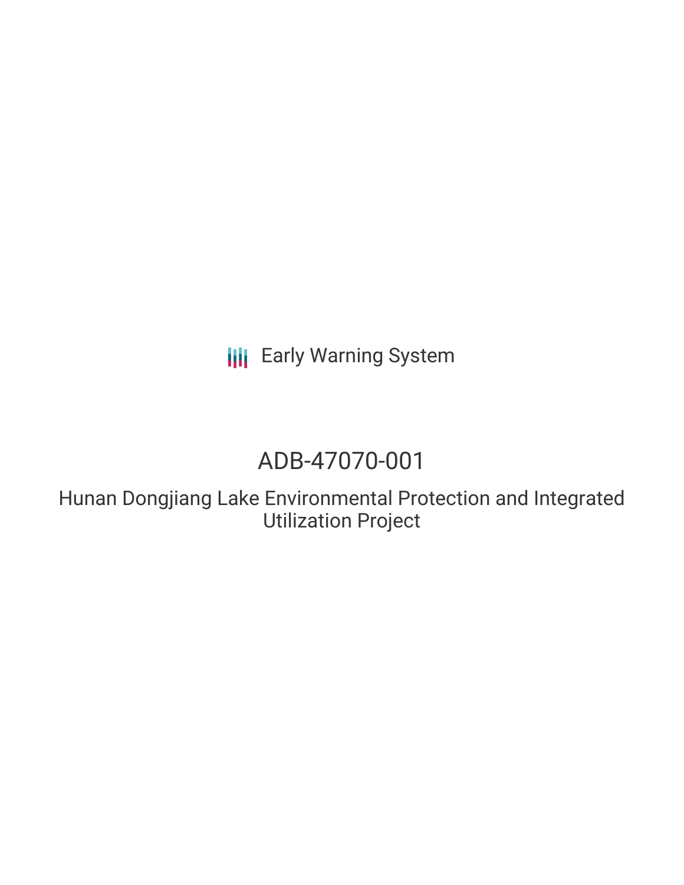Early Warning System

# ADB-47070-001

## Hunan Dongjiang Lake Environmental Protection and Integrated Utilization Project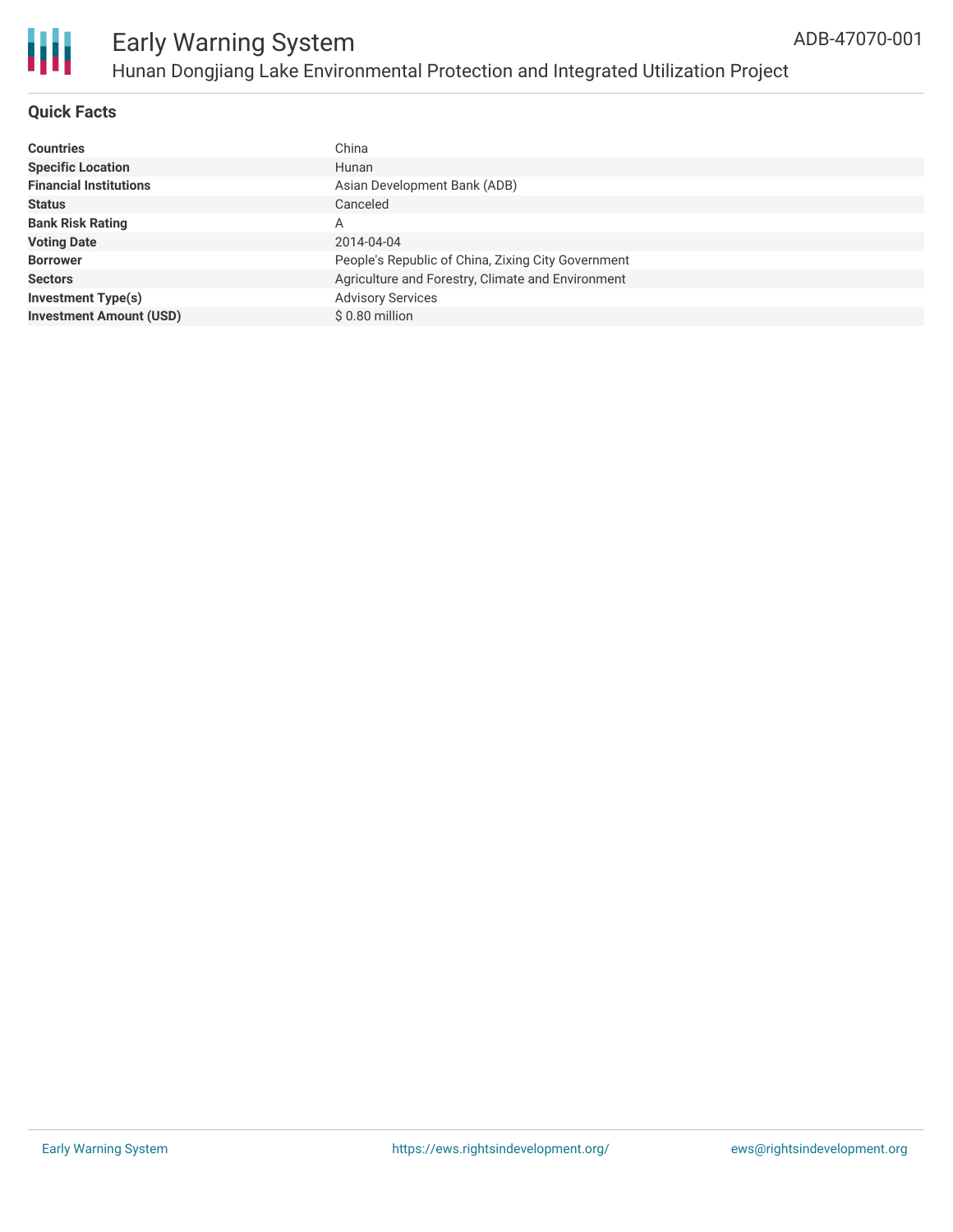# Early Warning System

## Hunan Dongjiang Lake Environmental Protection and Integrated Utilization Project

ADB-47070-001

### Quick Facts

| | |
|---|---|
| **Countries** | China |
| **Specific Location** | Hunan |
| **Financial Institutions** | Asian Development Bank (ADB) |
| **Status** | Canceled |
| **Bank Risk Rating** | A |
| **Voting Date** | 2014-04-04 |
| **Borrower** | People's Republic of China, Zixing City Government |
| **Sectors** | Agriculture and Forestry, Climate and Environment |
| **Investment Type(s)** | Advisory Services |
| **Investment Amount (USD)** | $ 0.80 million |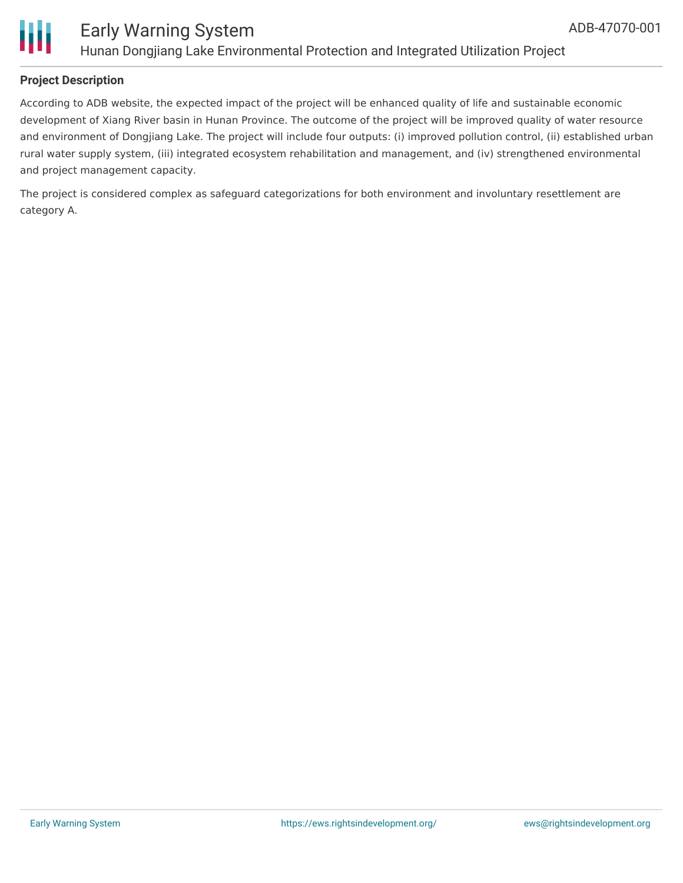## Project Description

According to ADB website, the expected impact of the project will be enhanced quality of life and sustainable economic development of Xiang River basin in Hunan Province. The outcome of the project will be improved quality of water resource and environment of Dongjiang Lake. The project will include four outputs: (i) improved pollution control, (ii) established urban rural water supply system, (iii) integrated ecosystem rehabilitation and management, and (iv) strengthened environmental and project management capacity.

The project is considered complex as safeguard categorizations for both environment and involuntary resettlement are category A.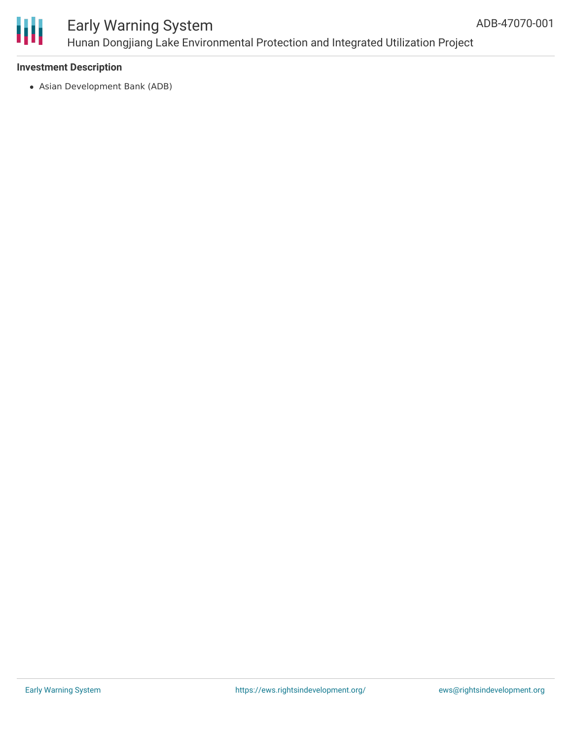### Investment Description

- Asian Development Bank (ADB)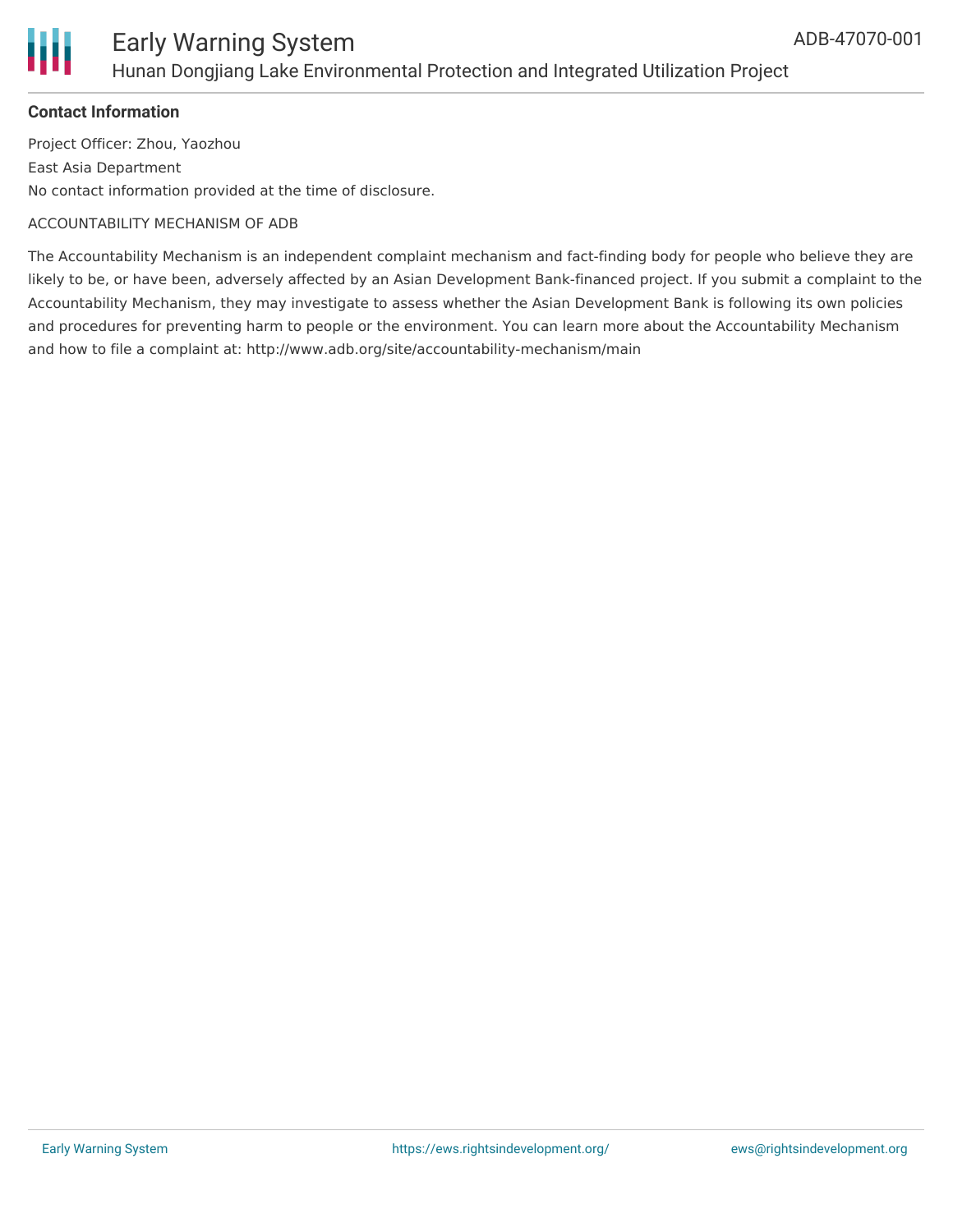**Contact Information**

Project Officer: Zhou, Yaozhou

East Asia Department

No contact information provided at the time of disclosure.

ACCOUNTABILITY MECHANISM OF ADB

The Accountability Mechanism is an independent complaint mechanism and fact-finding body for people who believe they are likely to be, or have been, adversely affected by an Asian Development Bank-financed project. If you submit a complaint to the Accountability Mechanism, they may investigate to assess whether the Asian Development Bank is following its own policies and procedures for preventing harm to people or the environment. You can learn more about the Accountability Mechanism and how to file a complaint at: http://www.adb.org/site/accountability-mechanism/main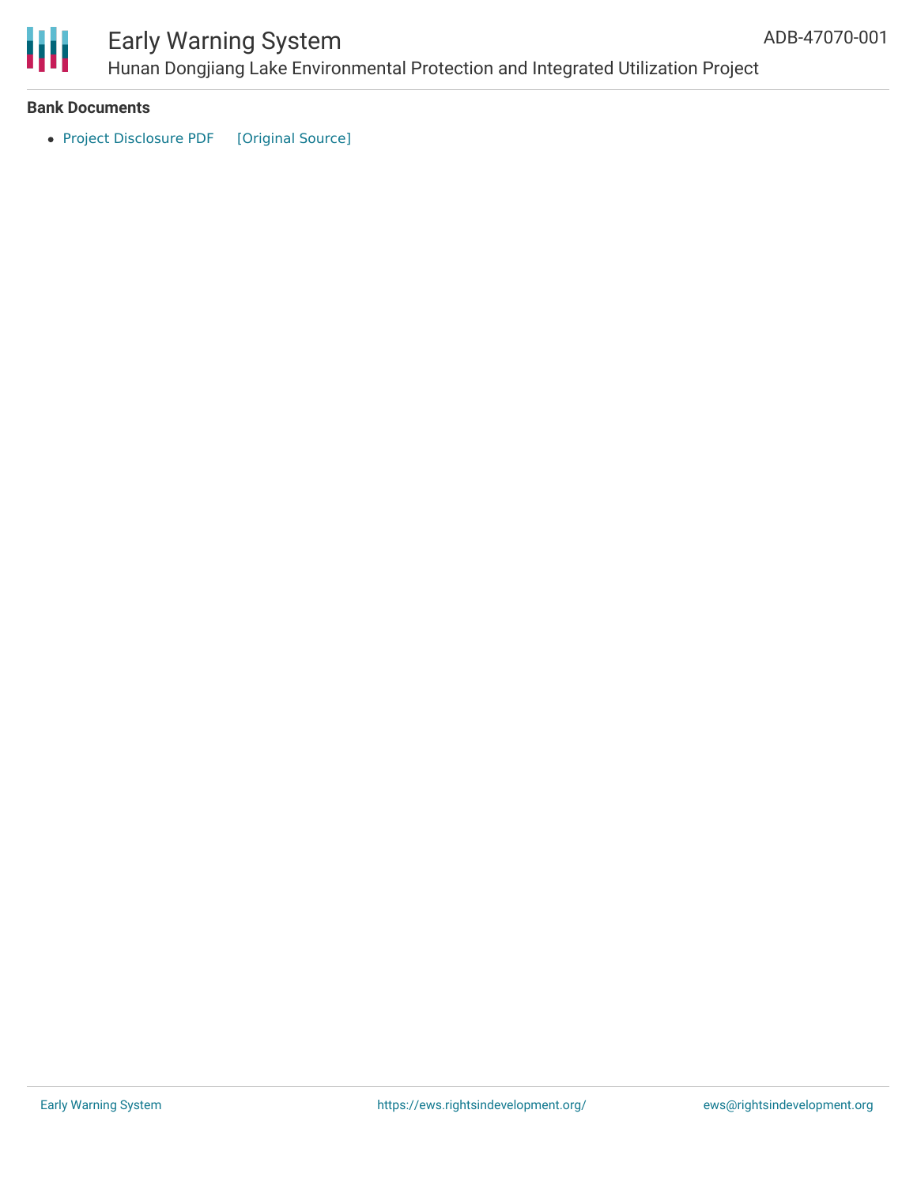**Bank Documents**

- Project Disclosure PDF [Original Source]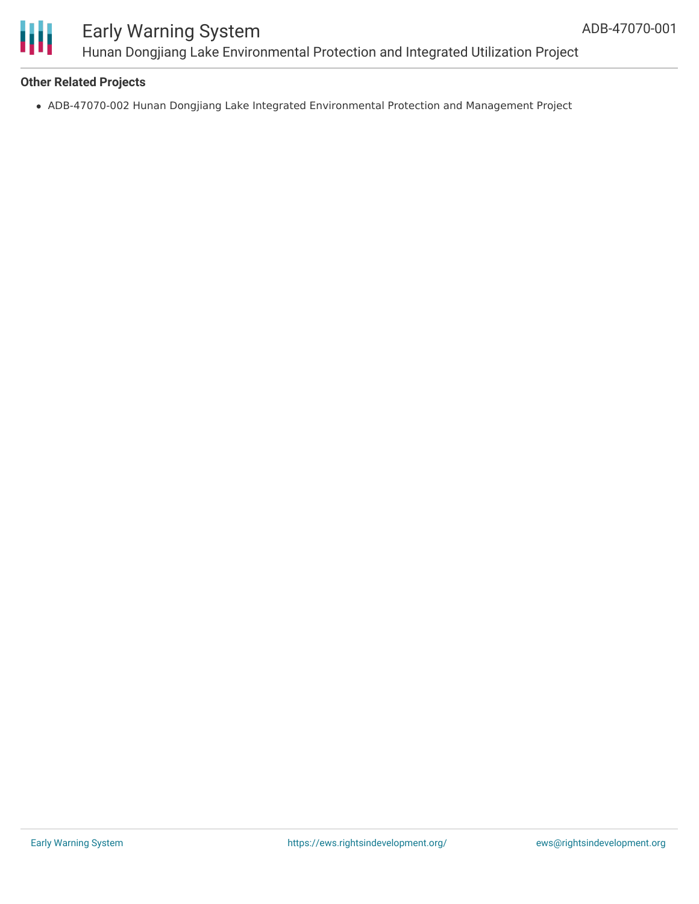**Other Related Projects**

- ADB-47070-002 Hunan Dongjiang Lake Integrated Environmental Protection and Management Project